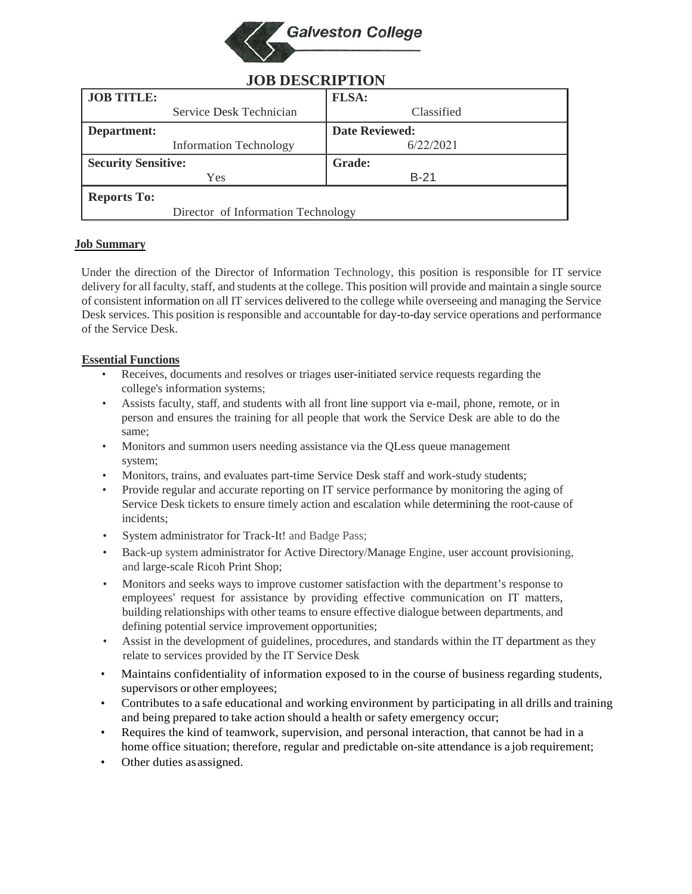Galveston College

# JOB DESCRIPTION

| JOB TITLE: Service Desk Technician | FLSA: Classified |
| --- | --- |
| Department: Information Technology | Date Reviewed: 6/22/2021 |
| Security Sensitive: Yes | Grade: B-21 |
| Reports To: Director of Information Technology | |

## Job Summary

Under the direction of the Director of Information Technology, this position is responsible for IT service delivery for all faculty, staff, and students at the college. This position will provide and maintain a single source of consistent information on all IT services delivered to the college while overseeing and managing the Service Desk services. This position is responsible and accountable for day-to-day service operations and performance of the Service Desk.

## Essential Functions

- Receives, documents and resolves or triages user-initiated service requests regarding the college's information systems;
- Assists faculty, staff, and students with all front line support via e-mail, phone, remote, or in person and ensures the training for all people that work the Service Desk are able to do the same;
- Monitors and summon users needing assistance via the QLess queue management system;
- Monitors, trains, and evaluates part-time Service Desk staff and work-study students;
- Provide regular and accurate reporting on IT service performance by monitoring the aging of Service Desk tickets to ensure timely action and escalation while determining the root-cause of incidents;
- System administrator for Track-It! and Badge Pass;
- Back-up system administrator for Active Directory/Manage Engine, user account provisioning, and large-scale Ricoh Print Shop;
- Monitors and seeks ways to improve customer satisfaction with the department's response to employees' request for assistance by providing effective communication on IT matters, building relationships with other teams to ensure effective dialogue between departments, and defining potential service improvement opportunities;
- Assist in the development of guidelines, procedures, and standards within the IT department as they relate to services provided by the IT Service Desk
- Maintains confidentiality of information exposed to in the course of business regarding students, supervisors or other employees;
- Contributes to a safe educational and working environment by participating in all drills and training and being prepared to take action should a health or safety emergency occur;
- Requires the kind of teamwork, supervision, and personal interaction, that cannot be had in a home office situation; therefore, regular and predictable on-site attendance is a job requirement;
- Other duties as assigned.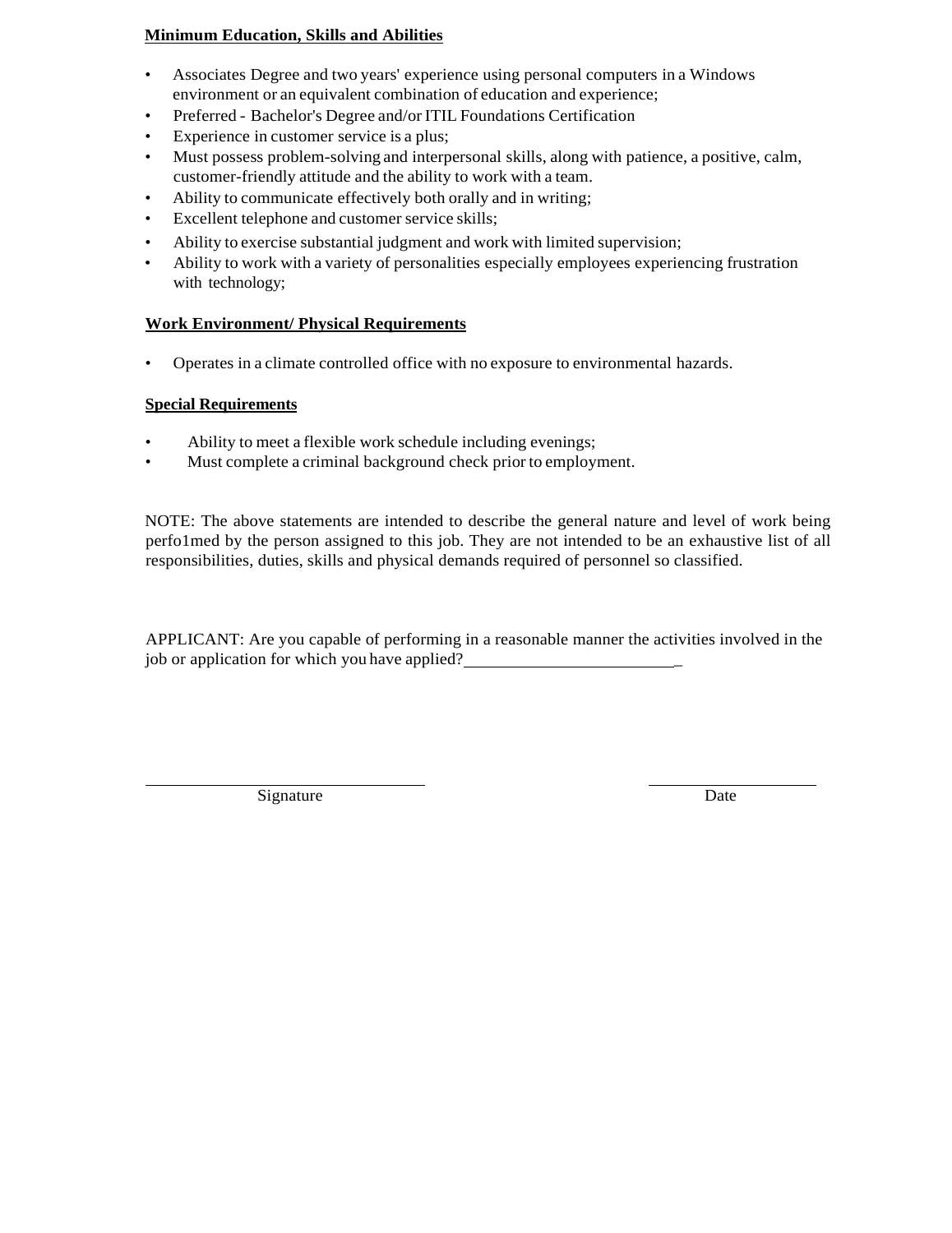**Minimum Education, Skills and Abilities**

- Associates Degree and two years' experience using personal computers in a Windows environment or an equivalent combination of education and experience;
- Preferred - Bachelor's Degree and/or ITIL Foundations Certification
- Experience in customer service is a plus;
- Must possess problem-solving and interpersonal skills, along with patience, a positive, calm, customer-friendly attitude and the ability to work with a team.
- Ability to communicate effectively both orally and in writing;
- Excellent telephone and customer service skills;
- Ability to exercise substantial judgment and work with limited supervision;
- Ability to work with a variety of personalities especially employees experiencing frustration with technology;

**Work Environment/ Physical Requirements**

- Operates in a climate controlled office with no exposure to environmental hazards.

**Special Requirements**

- Ability to meet a flexible work schedule including evenings;
- Must complete a criminal background check prior to employment.

NOTE: The above statements are intended to describe the general nature and level of work being perfo1med by the person assigned to this job. They are not intended to be an exhaustive list of all responsibilities, duties, skills and physical demands required of personnel so classified.

APPLICANT: Are you capable of performing in a reasonable manner the activities involved in the job or application for which you have applied?_________________________

_______________________________ Signature

____________________ Date